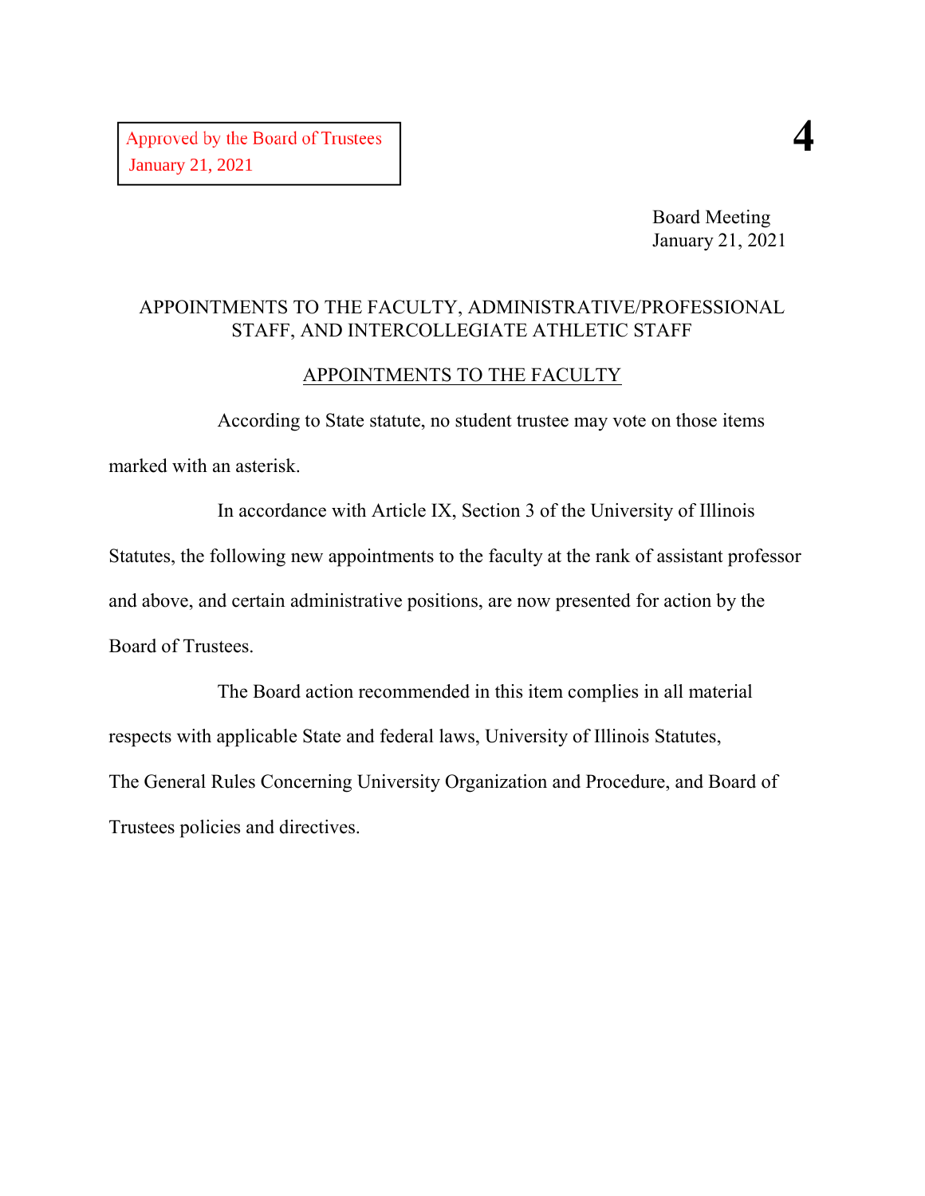Approved by the Board of Trustees
January 21, 2021

**4**

Board Meeting
January 21, 2021

## APPOINTMENTS TO THE FACULTY, ADMINISTRATIVE/PROFESSIONAL STAFF, AND INTERCOLLEGIATE ATHLETIC STAFF

### APPOINTMENTS TO THE FACULTY

According to State statute, no student trustee may vote on those items marked with an asterisk.

In accordance with Article IX, Section 3 of the University of Illinois Statutes, the following new appointments to the faculty at the rank of assistant professor and above, and certain administrative positions, are now presented for action by the Board of Trustees.

The Board action recommended in this item complies in all material respects with applicable State and federal laws, University of Illinois Statutes, The General Rules Concerning University Organization and Procedure, and Board of Trustees policies and directives.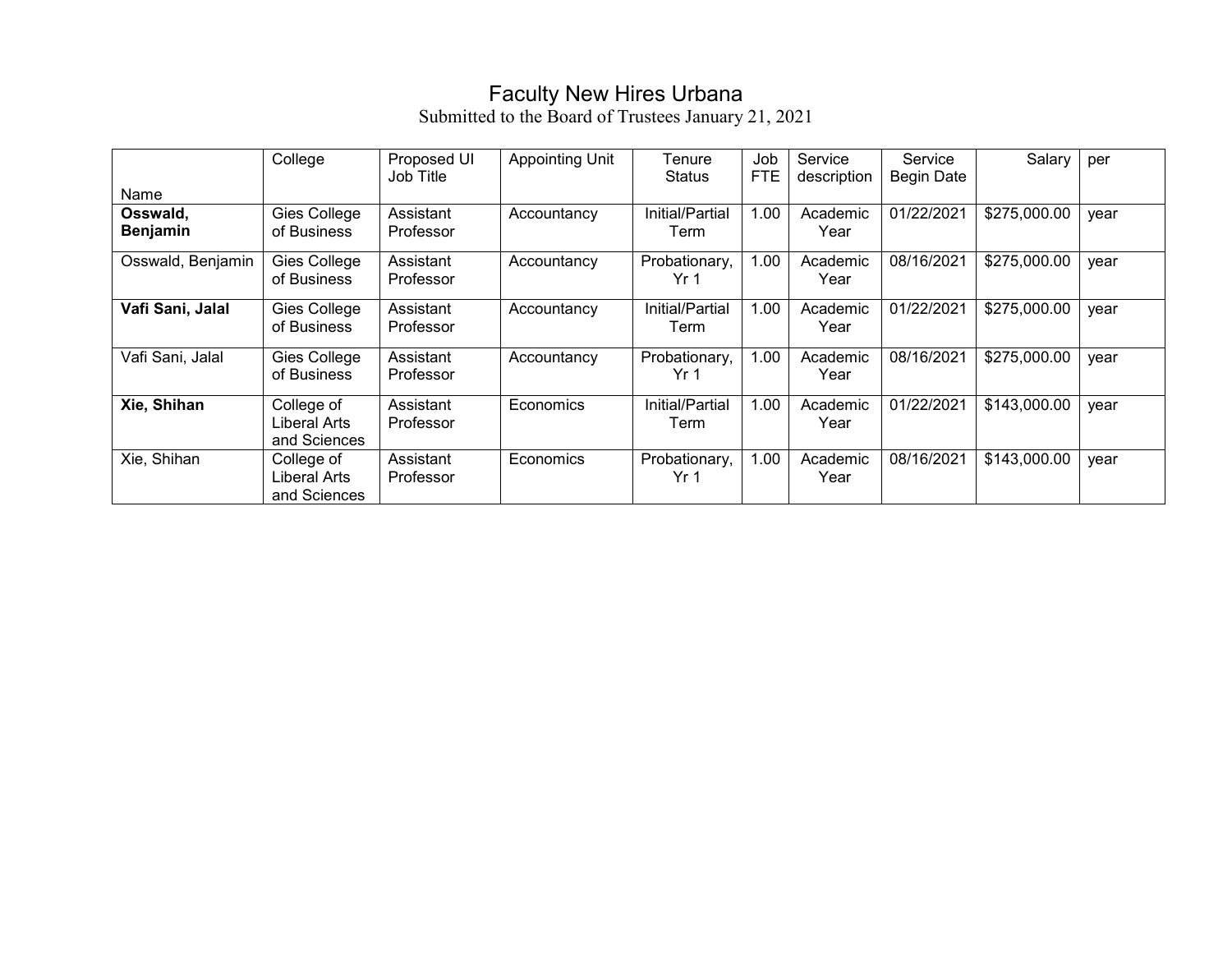# Faculty New Hires Urbana

Submitted to the Board of Trustees January 21, 2021

| Name | College | Proposed UI Job Title | Appointing Unit | Tenure Status | Job FTE | Service description | Service Begin Date | Salary | per |
|---|---|---|---|---|---|---|---|---|---|
| **Osswald, Benjamin** | Gies College of Business | Assistant Professor | Accountancy | Initial/Partial Term | 1.00 | Academic Year | 01/22/2021 | $275,000.00 | year |
| Osswald, Benjamin | Gies College of Business | Assistant Professor | Accountancy | Probationary, Yr 1 | 1.00 | Academic Year | 08/16/2021 | $275,000.00 | year |
| **Vafi Sani, Jalal** | Gies College of Business | Assistant Professor | Accountancy | Initial/Partial Term | 1.00 | Academic Year | 01/22/2021 | $275,000.00 | year |
| Vafi Sani, Jalal | Gies College of Business | Assistant Professor | Accountancy | Probationary, Yr 1 | 1.00 | Academic Year | 08/16/2021 | $275,000.00 | year |
| **Xie, Shihan** | College of Liberal Arts and Sciences | Assistant Professor | Economics | Initial/Partial Term | 1.00 | Academic Year | 01/22/2021 | $143,000.00 | year |
| Xie, Shihan | College of Liberal Arts and Sciences | Assistant Professor | Economics | Probationary, Yr 1 | 1.00 | Academic Year | 08/16/2021 | $143,000.00 | year |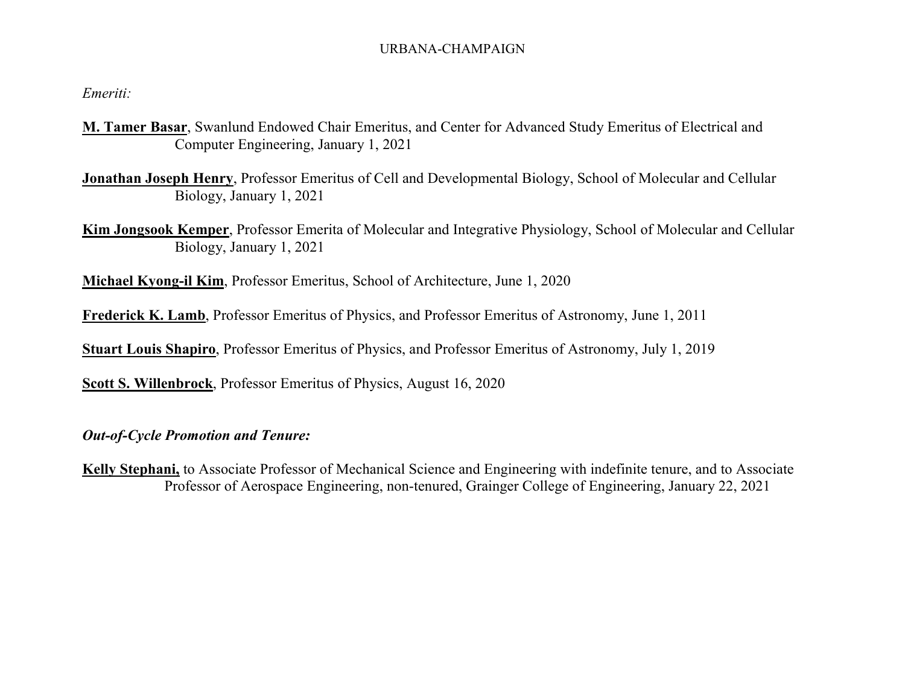URBANA-CHAMPAIGN

*Emeriti:*

**M. Tamer Basar**, Swanlund Endowed Chair Emeritus, and Center for Advanced Study Emeritus of Electrical and Computer Engineering, January 1, 2021

**Jonathan Joseph Henry**, Professor Emeritus of Cell and Developmental Biology, School of Molecular and Cellular Biology, January 1, 2021

**Kim Jongsook Kemper**, Professor Emerita of Molecular and Integrative Physiology, School of Molecular and Cellular Biology, January 1, 2021

**Michael Kyong-il Kim**, Professor Emeritus, School of Architecture, June 1, 2020

**Frederick K. Lamb**, Professor Emeritus of Physics, and Professor Emeritus of Astronomy, June 1, 2011

**Stuart Louis Shapiro**, Professor Emeritus of Physics, and Professor Emeritus of Astronomy, July 1, 2019

**Scott S. Willenbrock**, Professor Emeritus of Physics, August 16, 2020

***Out-of-Cycle Promotion and Tenure:***

**Kelly Stephani,** to Associate Professor of Mechanical Science and Engineering with indefinite tenure, and to Associate Professor of Aerospace Engineering, non-tenured, Grainger College of Engineering, January 22, 2021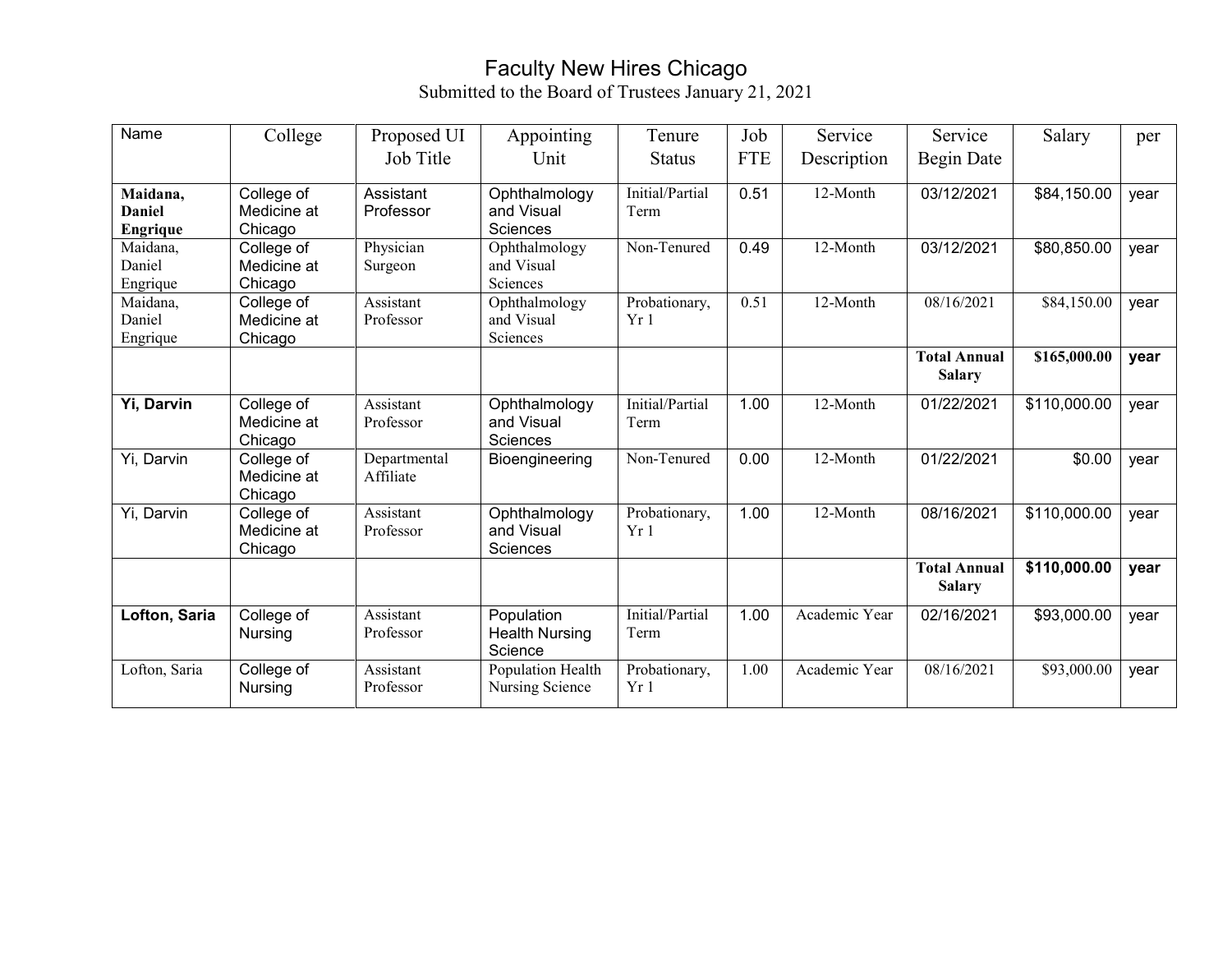# Faculty New Hires Chicago

Submitted to the Board of Trustees January 21, 2021

| Name | College | Proposed UI Job Title | Appointing Unit | Tenure Status | Job FTE | Service Description | Service Begin Date | Salary | per |
|---|---|---|---|---|---|---|---|---|---|
| **Maidana, Daniel Engrique** | College of Medicine at Chicago | Assistant Professor | Ophthalmology and Visual Sciences | Initial/Partial Term | 0.51 | 12-Month | 03/12/2021 | $84,150.00 | year |
| Maidana, Daniel Engrique | College of Medicine at Chicago | Physician Surgeon | Ophthalmology and Visual Sciences | Non-Tenured | 0.49 | 12-Month | 03/12/2021 | $80,850.00 | year |
| Maidana, Daniel Engrique | College of Medicine at Chicago | Assistant Professor | Ophthalmology and Visual Sciences | Probationary, Yr 1 | 0.51 | 12-Month | 08/16/2021 | $84,150.00 | year |
| | | | | | | | **Total Annual Salary** | **$165,000.00** | **year** |
| **Yi, Darvin** | College of Medicine at Chicago | Assistant Professor | Ophthalmology and Visual Sciences | Initial/Partial Term | 1.00 | 12-Month | 01/22/2021 | $110,000.00 | year |
| Yi, Darvin | College of Medicine at Chicago | Departmental Affiliate | Bioengineering | Non-Tenured | 0.00 | 12-Month | 01/22/2021 | $0.00 | year |
| Yi, Darvin | College of Medicine at Chicago | Assistant Professor | Ophthalmology and Visual Sciences | Probationary, Yr 1 | 1.00 | 12-Month | 08/16/2021 | $110,000.00 | year |
| | | | | | | | **Total Annual Salary** | **$110,000.00** | **year** |
| **Lofton, Saria** | College of Nursing | Assistant Professor | Population Health Nursing Science | Initial/Partial Term | 1.00 | Academic Year | 02/16/2021 | $93,000.00 | year |
| Lofton, Saria | College of Nursing | Assistant Professor | Population Health Nursing Science | Probationary, Yr 1 | 1.00 | Academic Year | 08/16/2021 | $93,000.00 | year |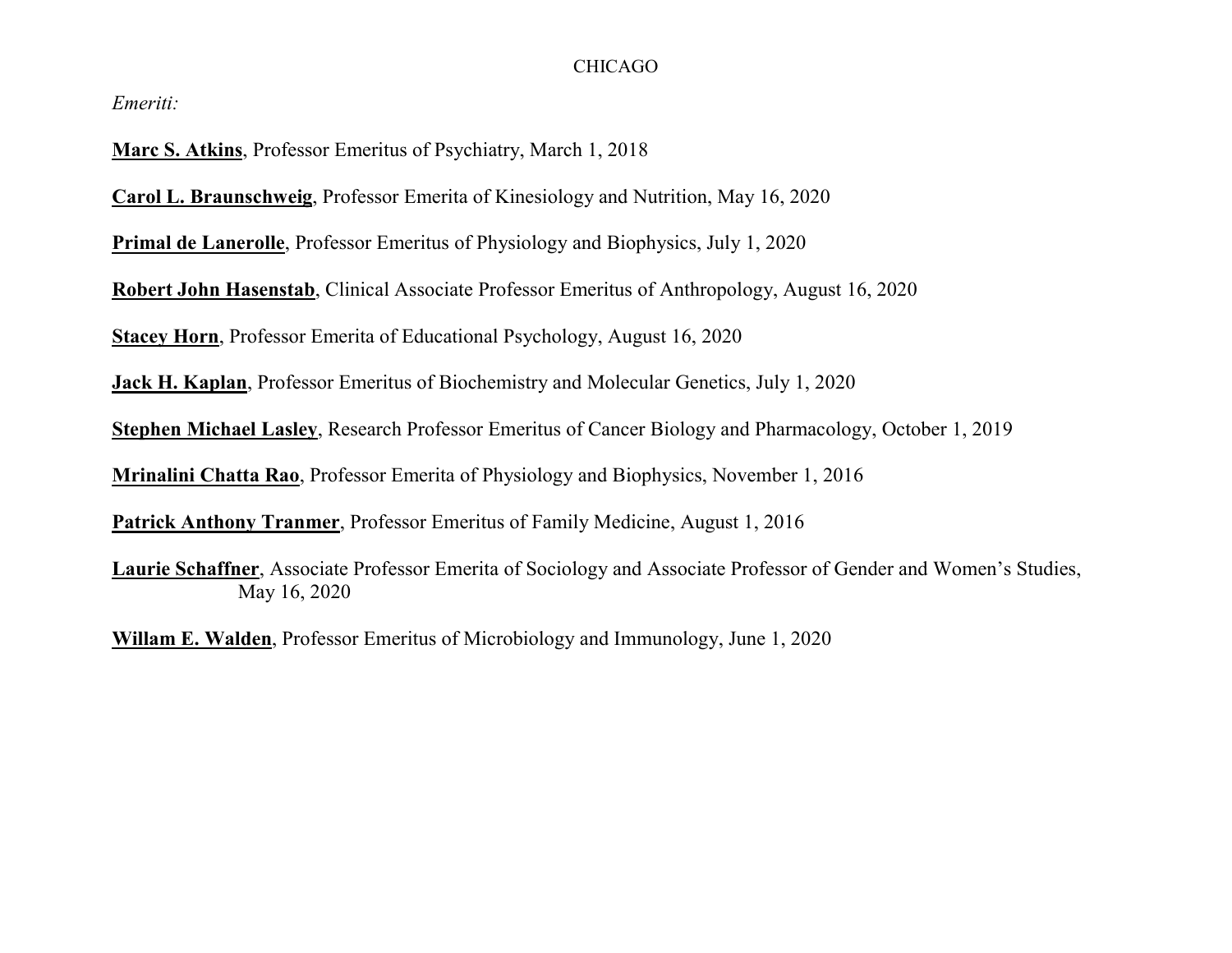CHICAGO

*Emeriti:*

**Marc S. Atkins**, Professor Emeritus of Psychiatry, March 1, 2018

**Carol L. Braunschweig**, Professor Emerita of Kinesiology and Nutrition, May 16, 2020

**Primal de Lanerolle**, Professor Emeritus of Physiology and Biophysics, July 1, 2020

**Robert John Hasenstab**, Clinical Associate Professor Emeritus of Anthropology, August 16, 2020

**Stacey Horn**, Professor Emerita of Educational Psychology, August 16, 2020

**Jack H. Kaplan**, Professor Emeritus of Biochemistry and Molecular Genetics, July 1, 2020

**Stephen Michael Lasley**, Research Professor Emeritus of Cancer Biology and Pharmacology, October 1, 2019

**Mrinalini Chatta Rao**, Professor Emerita of Physiology and Biophysics, November 1, 2016

**Patrick Anthony Tranmer**, Professor Emeritus of Family Medicine, August 1, 2016

**Laurie Schaffner**, Associate Professor Emerita of Sociology and Associate Professor of Gender and Women's Studies, May 16, 2020

**Willam E. Walden**, Professor Emeritus of Microbiology and Immunology, June 1, 2020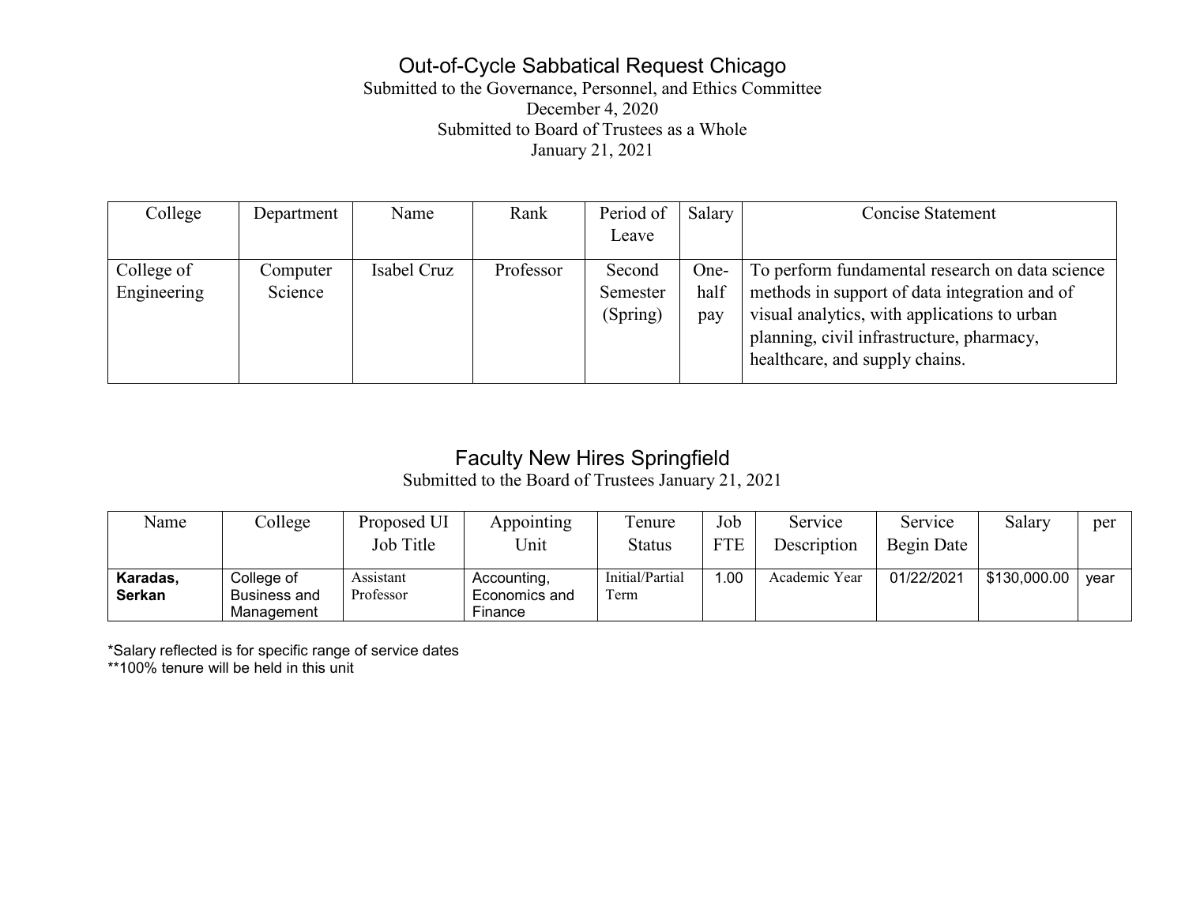# Out-of-Cycle Sabbatical Request Chicago

Submitted to the Governance, Personnel, and Ethics Committee
December 4, 2020
Submitted to Board of Trustees as a Whole
January 21, 2021

| College | Department | Name | Rank | Period of Leave | Salary | Concise Statement |
|---|---|---|---|---|---|---|
| College of Engineering | Computer Science | Isabel Cruz | Professor | Second Semester (Spring) | One-half pay | To perform fundamental research on data science methods in support of data integration and of visual analytics, with applications to urban planning, civil infrastructure, pharmacy, healthcare, and supply chains. |

# Faculty New Hires Springfield

Submitted to the Board of Trustees January 21, 2021

| Name | College | Proposed UI Job Title | Appointing Unit | Tenure Status | Job FTE | Service Description | Service Begin Date | Salary | per |
|---|---|---|---|---|---|---|---|---|---|
| **Karadas, Serkan** | College of Business and Management | Assistant Professor | Accounting, Economics and Finance | Initial/Partial Term | 1.00 | Academic Year | 01/22/2021 | $130,000.00 | year |

*Salary reflected is for specific range of service dates
**100% tenure will be held in this unit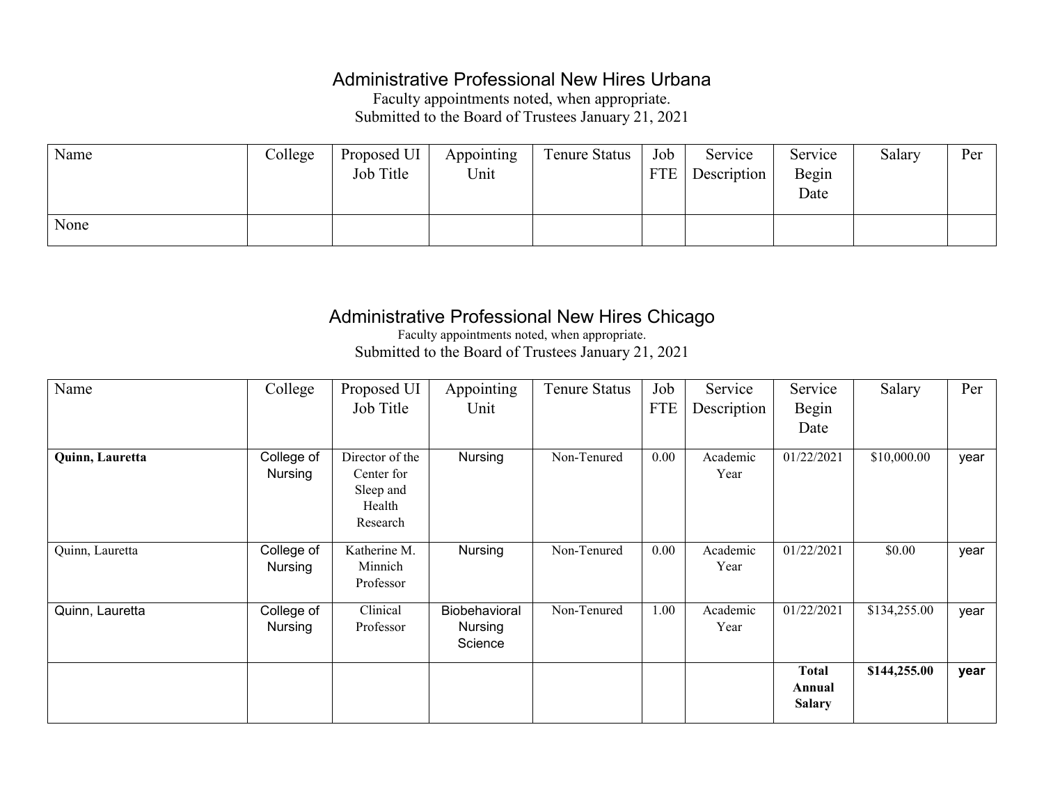## Administrative Professional New Hires Urbana

Faculty appointments noted, when appropriate.
Submitted to the Board of Trustees January 21, 2021

| Name | College | Proposed UI Job Title | Appointing Unit | Tenure Status | Job FTE | Service Description | Service Begin Date | Salary | Per |
|---|---|---|---|---|---|---|---|---|---|
| None | | | | | | | | | |

## Administrative Professional New Hires Chicago

Faculty appointments noted, when appropriate.
Submitted to the Board of Trustees January 21, 2021

| Name | College | Proposed UI Job Title | Appointing Unit | Tenure Status | Job FTE | Service Description | Service Begin Date | Salary | Per |
|---|---|---|---|---|---|---|---|---|---|
| **Quinn, Lauretta** | College of Nursing | Director of the Center for Sleep and Health Research | Nursing | Non-Tenured | 0.00 | Academic Year | 01/22/2021 | $10,000.00 | year |
| Quinn, Lauretta | College of Nursing | Katherine M. Minnich Professor | Nursing | Non-Tenured | 0.00 | Academic Year | 01/22/2021 | $0.00 | year |
| Quinn, Lauretta | College of Nursing | Clinical Professor | Biobehavioral Nursing Science | Non-Tenured | 1.00 | Academic Year | 01/22/2021 | $134,255.00 | year |
| | | | | | | | **Total Annual Salary** | **$144,255.00** | **year** |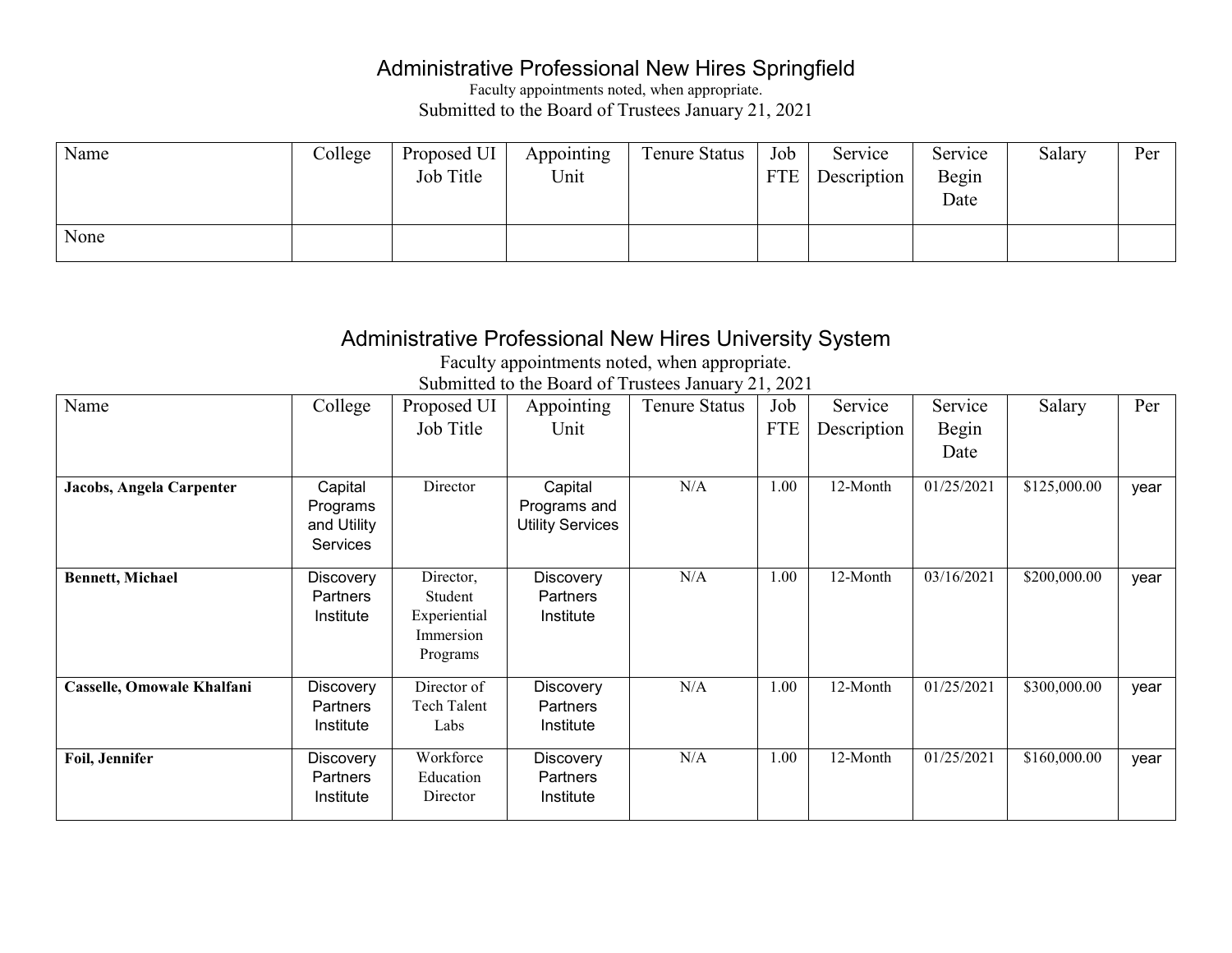## Administrative Professional New Hires Springfield

Faculty appointments noted, when appropriate.

Submitted to the Board of Trustees January 21, 2021

| Name | College | Proposed UI Job Title | Appointing Unit | Tenure Status | Job FTE | Service Description | Service Begin Date | Salary | Per |
|---|---|---|---|---|---|---|---|---|---|
| None | | | | | | | | | |

## Administrative Professional New Hires University System

Faculty appointments noted, when appropriate.

Submitted to the Board of Trustees January 21, 2021

| Name | College | Proposed UI Job Title | Appointing Unit | Tenure Status | Job FTE | Service Description | Service Begin Date | Salary | Per |
|---|---|---|---|---|---|---|---|---|---|
| **Jacobs, Angela Carpenter** | Capital Programs and Utility Services | Director | Capital Programs and Utility Services | N/A | 1.00 | 12-Month | 01/25/2021 | $125,000.00 | year |
| **Bennett, Michael** | Discovery Partners Institute | Director, Student Experiential Immersion Programs | Discovery Partners Institute | N/A | 1.00 | 12-Month | 03/16/2021 | $200,000.00 | year |
| **Casselle, Omowale Khalfani** | Discovery Partners Institute | Director of Tech Talent Labs | Discovery Partners Institute | N/A | 1.00 | 12-Month | 01/25/2021 | $300,000.00 | year |
| **Foil, Jennifer** | Discovery Partners Institute | Workforce Education Director | Discovery Partners Institute | N/A | 1.00 | 12-Month | 01/25/2021 | $160,000.00 | year |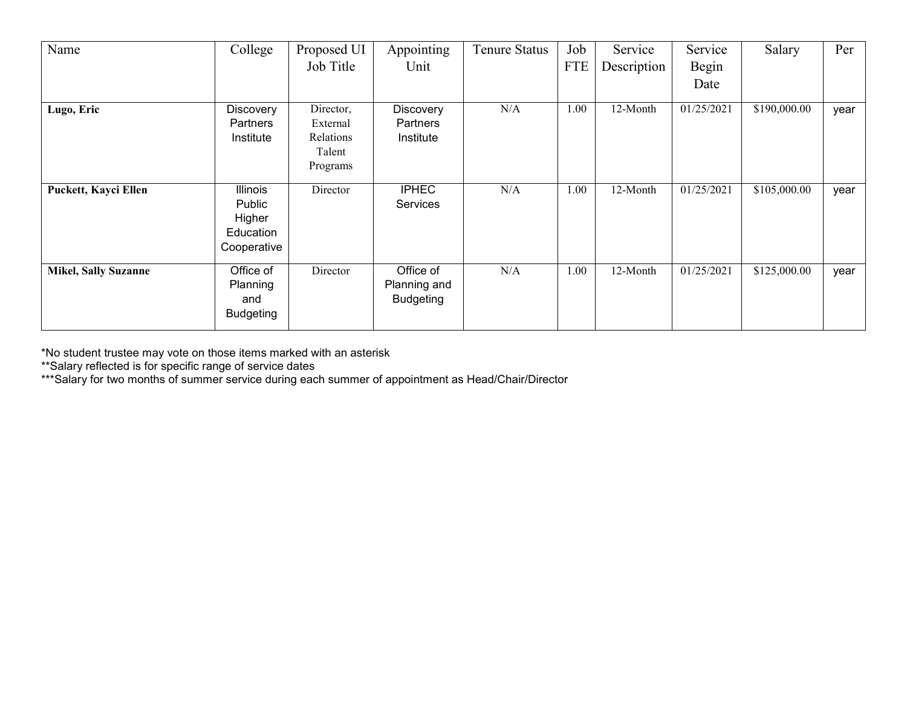| Name | College | Proposed UI Job Title | Appointing Unit | Tenure Status | Job FTE | Service Description | Service Begin Date | Salary | Per |
|---|---|---|---|---|---|---|---|---|---|
| **Lugo, Eric** | Discovery Partners Institute | Director, External Relations Talent Programs | Discovery Partners Institute | N/A | 1.00 | 12-Month | 01/25/2021 | $190,000.00 | year |
| **Puckett, Kayci Ellen** | Illinois Public Higher Education Cooperative | Director | IPHEC Services | N/A | 1.00 | 12-Month | 01/25/2021 | $105,000.00 | year |
| **Mikel, Sally Suzanne** | Office of Planning and Budgeting | Director | Office of Planning and Budgeting | N/A | 1.00 | 12-Month | 01/25/2021 | $125,000.00 | year |

*No student trustee may vote on those items marked with an asterisk
**Salary reflected is for specific range of service dates
***Salary for two months of summer service during each summer of appointment as Head/Chair/Director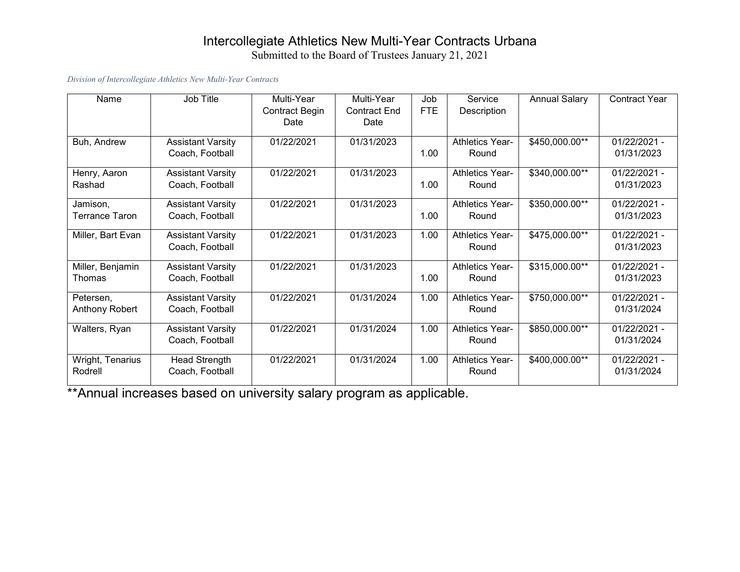# Intercollegiate Athletics New Multi-Year Contracts Urbana

Submitted to the Board of Trustees January 21, 2021

*Division of Intercollegiate Athletics New Multi-Year Contracts*

| Name | Job Title | Multi-Year Contract Begin Date | Multi-Year Contract End Date | Job FTE | Service Description | Annual Salary | Contract Year |
|---|---|---|---|---|---|---|---|
| Buh, Andrew | Assistant Varsity Coach, Football | 01/22/2021 | 01/31/2023 | 1.00 | Athletics Year-Round | $450,000.00** | 01/22/2021 - 01/31/2023 |
| Henry, Aaron Rashad | Assistant Varsity Coach, Football | 01/22/2021 | 01/31/2023 | 1.00 | Athletics Year-Round | $340,000.00** | 01/22/2021 - 01/31/2023 |
| Jamison, Terrance Taron | Assistant Varsity Coach, Football | 01/22/2021 | 01/31/2023 | 1.00 | Athletics Year-Round | $350,000.00** | 01/22/2021 - 01/31/2023 |
| Miller, Bart Evan | Assistant Varsity Coach, Football | 01/22/2021 | 01/31/2023 | 1.00 | Athletics Year-Round | $475,000.00** | 01/22/2021 - 01/31/2023 |
| Miller, Benjamin Thomas | Assistant Varsity Coach, Football | 01/22/2021 | 01/31/2023 | 1.00 | Athletics Year-Round | $315,000.00** | 01/22/2021 - 01/31/2023 |
| Petersen, Anthony Robert | Assistant Varsity Coach, Football | 01/22/2021 | 01/31/2024 | 1.00 | Athletics Year-Round | $750,000.00** | 01/22/2021 - 01/31/2024 |
| Walters, Ryan | Assistant Varsity Coach, Football | 01/22/2021 | 01/31/2024 | 1.00 | Athletics Year-Round | $850,000.00** | 01/22/2021 - 01/31/2024 |
| Wright, Tenarius Rodrell | Head Strength Coach, Football | 01/22/2021 | 01/31/2024 | 1.00 | Athletics Year-Round | $400,000.00** | 01/22/2021 - 01/31/2024 |

**Annual increases based on university salary program as applicable.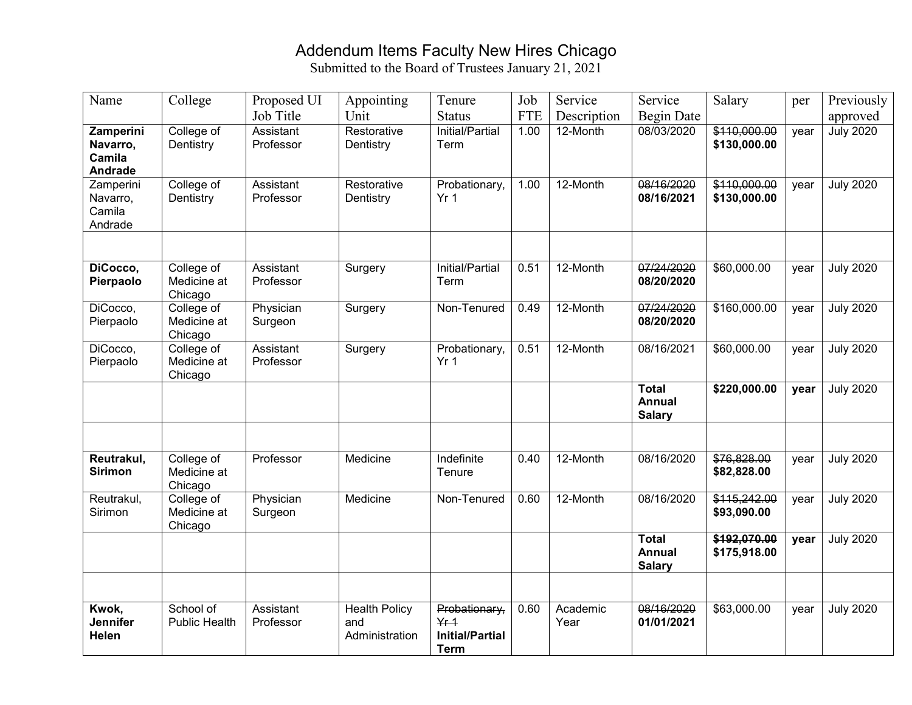# Addendum Items Faculty New Hires Chicago

Submitted to the Board of Trustees January 21, 2021

| Name | College | Proposed UI Job Title | Appointing Unit | Tenure Status | Job FTE | Service Description | Service Begin Date | Salary | per | Previously approved |
|---|---|---|---|---|---|---|---|---|---|---|
| **Zamperini Navarro, Camila Andrade** | College of Dentistry | Assistant Professor | Restorative Dentistry | Initial/Partial Term | 1.00 | 12-Month | 08/03/2020 | ~~$110,000.00~~ **$130,000.00** | year | July 2020 |
| Zamperini Navarro, Camila Andrade | College of Dentistry | Assistant Professor | Restorative Dentistry | Probationary, Yr 1 | 1.00 | 12-Month | ~~08/16/2020~~ **08/16/2021** | ~~$110,000.00~~ **$130,000.00** | year | July 2020 |
| | | | | | | | | | | |
| **DiCocco, Pierpaolo** | College of Medicine at Chicago | Assistant Professor | Surgery | Initial/Partial Term | 0.51 | 12-Month | ~~07/24/2020~~ **08/20/2020** | $60,000.00 | year | July 2020 |
| DiCocco, Pierpaolo | College of Medicine at Chicago | Physician Surgeon | Surgery | Non-Tenured | 0.49 | 12-Month | ~~07/24/2020~~ **08/20/2020** | $160,000.00 | year | July 2020 |
| DiCocco, Pierpaolo | College of Medicine at Chicago | Assistant Professor | Surgery | Probationary, Yr 1 | 0.51 | 12-Month | 08/16/2021 | $60,000.00 | year | July 2020 |
| | | | | | | | **Total Annual Salary** | **$220,000.00** | **year** | July 2020 |
| | | | | | | | | | | |
| **Reutrakul, Sirimon** | College of Medicine at Chicago | Professor | Medicine | Indefinite Tenure | 0.40 | 12-Month | 08/16/2020 | ~~$76,828.00~~ **$82,828.00** | year | July 2020 |
| Reutrakul, Sirimon | College of Medicine at Chicago | Physician Surgeon | Medicine | Non-Tenured | 0.60 | 12-Month | 08/16/2020 | ~~$115,242.00~~ **$93,090.00** | year | July 2020 |
| | | | | | | | **Total Annual Salary** | ~~**$192,070.00**~~ **$175,918.00** | **year** | July 2020 |
| | | | | | | | | | | |
| **Kwok, Jennifer Helen** | School of Public Health | Assistant Professor | Health Policy and Administration | ~~Probationary, Yr 1~~ **Initial/Partial Term** | 0.60 | Academic Year | ~~08/16/2020~~ **01/01/2021** | $63,000.00 | year | July 2020 |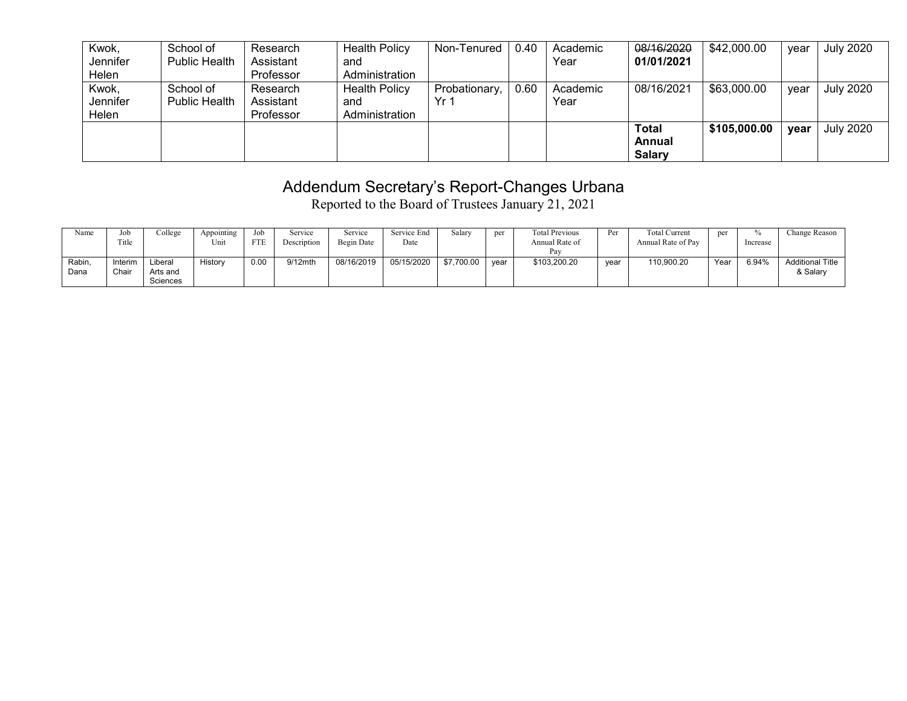| Kwok, Jennifer Helen | School of Public Health | Research Assistant Professor | Health Policy and Administration | Non-Tenured | 0.40 | Academic Year | ~~08/16/2020~~ **01/01/2021** | $42,000.00 | year | July 2020 |
|---|---|---|---|---|---|---|---|---|---|---|
| Kwok, Jennifer Helen | School of Public Health | Research Assistant Professor | Health Policy and Administration | Probationary, Yr 1 | 0.60 | Academic Year | 08/16/2021 | $63,000.00 | year | July 2020 |
| | | | | | | | **Total Annual Salary** | **$105,000.00** | **year** | July 2020 |

# Addendum Secretary's Report-Changes Urbana

Reported to the Board of Trustees January 21, 2021

| Name | Job Title | College | Appointing Unit | Job FTE | Service Description | Service Begin Date | Service End Date | Salary | per | Total Previous Annual Rate of Pay | Per | Total Current Annual Rate of Pay | per | % Increase | Change Reason |
|---|---|---|---|---|---|---|---|---|---|---|---|---|---|---|---|
| Rabin, Dana | Interim Chair | Liberal Arts and Sciences | History | 0.00 | 9/12mth | 08/16/2019 | 05/15/2020 | $7,700.00 | year | $103,200.20 | year | 110,900.20 | Year | 6.94% | Additional Title & Salary |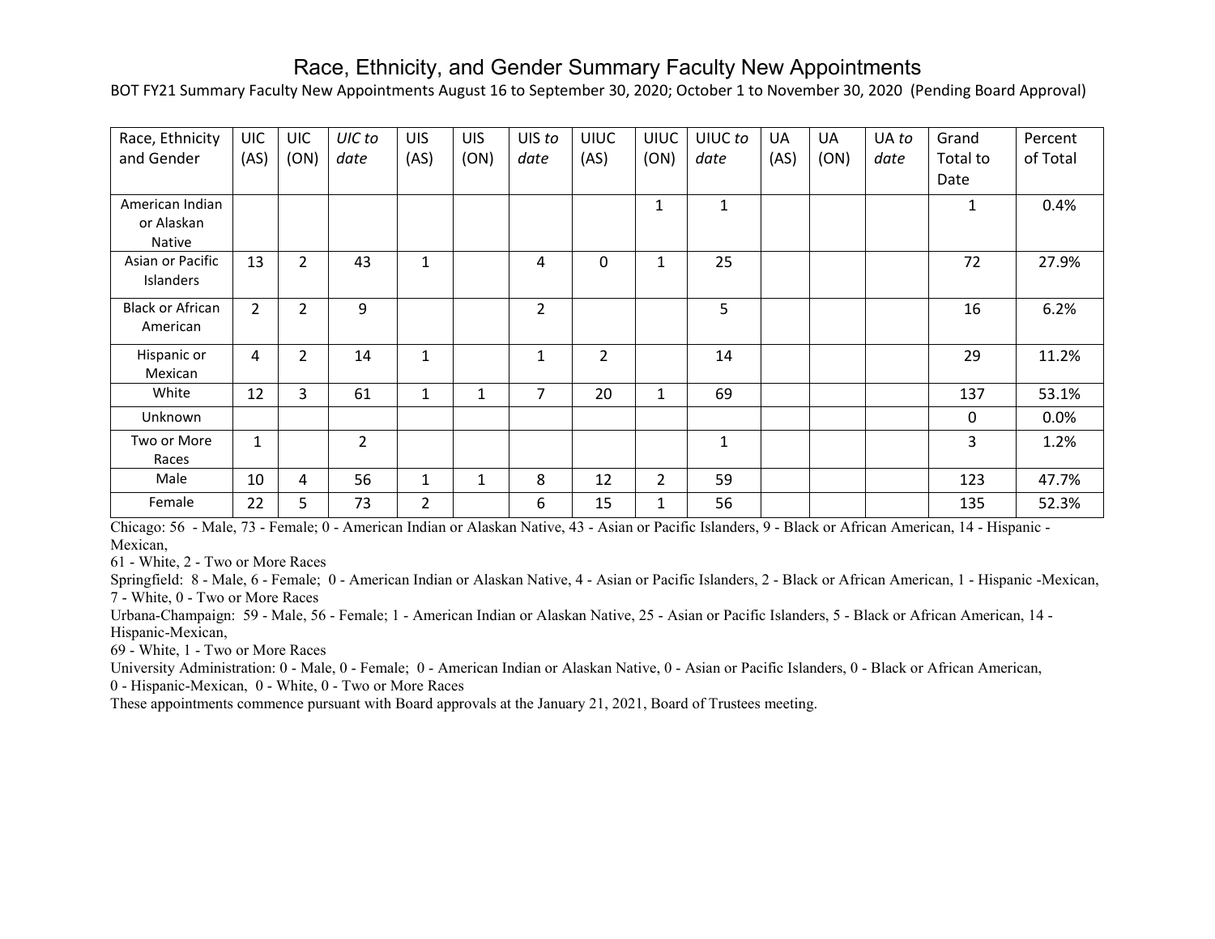# Race, Ethnicity, and Gender Summary Faculty New Appointments

BOT FY21 Summary Faculty New Appointments August 16 to September 30, 2020; October 1 to November 30, 2020 (Pending Board Approval)

| Race, Ethnicity and Gender | UIC (AS) | UIC (ON) | *UIC to date* | UIS (AS) | UIS (ON) | UIS *to date* | UIUC (AS) | UIUC (ON) | UIUC *to date* | UA (AS) | UA (ON) | UA *to date* | Grand Total to Date | Percent of Total |
|---|---|---|---|---|---|---|---|---|---|---|---|---|---|---|
| American Indian or Alaskan Native | | | | | | | | 1 | 1 | | | | 1 | 0.4% |
| Asian or Pacific Islanders | 13 | 2 | 43 | 1 | | 4 | 0 | 1 | 25 | | | | 72 | 27.9% |
| Black or African American | 2 | 2 | 9 | | | 2 | | | 5 | | | | 16 | 6.2% |
| Hispanic or Mexican | 4 | 2 | 14 | 1 | | 1 | 2 | | 14 | | | | 29 | 11.2% |
| White | 12 | 3 | 61 | 1 | 1 | 7 | 20 | 1 | 69 | | | | 137 | 53.1% |
| Unknown | | | | | | | | | | | | | 0 | 0.0% |
| Two or More Races | 1 | | 2 | | | | | | 1 | | | | 3 | 1.2% |
| Male | 10 | 4 | 56 | 1 | 1 | 8 | 12 | 2 | 59 | | | | 123 | 47.7% |
| Female | 22 | 5 | 73 | 2 | | 6 | 15 | 1 | 56 | | | | 135 | 52.3% |

Chicago: 56 - Male, 73 - Female; 0 - American Indian or Alaskan Native, 43 - Asian or Pacific Islanders, 9 - Black or African American, 14 - Hispanic - Mexican,
61 - White, 2 - Two or More Races

Springfield: 8 - Male, 6 - Female; 0 - American Indian or Alaskan Native, 4 - Asian or Pacific Islanders, 2 - Black or African American, 1 - Hispanic -Mexican,
7 - White, 0 - Two or More Races

Urbana-Champaign: 59 - Male, 56 - Female; 1 - American Indian or Alaskan Native, 25 - Asian or Pacific Islanders, 5 - Black or African American, 14 - Hispanic-Mexican,
69 - White, 1 - Two or More Races

University Administration: 0 - Male, 0 - Female; 0 - American Indian or Alaskan Native, 0 - Asian or Pacific Islanders, 0 - Black or African American,
0 - Hispanic-Mexican, 0 - White, 0 - Two or More Races

These appointments commence pursuant with Board approvals at the January 21, 2021, Board of Trustees meeting.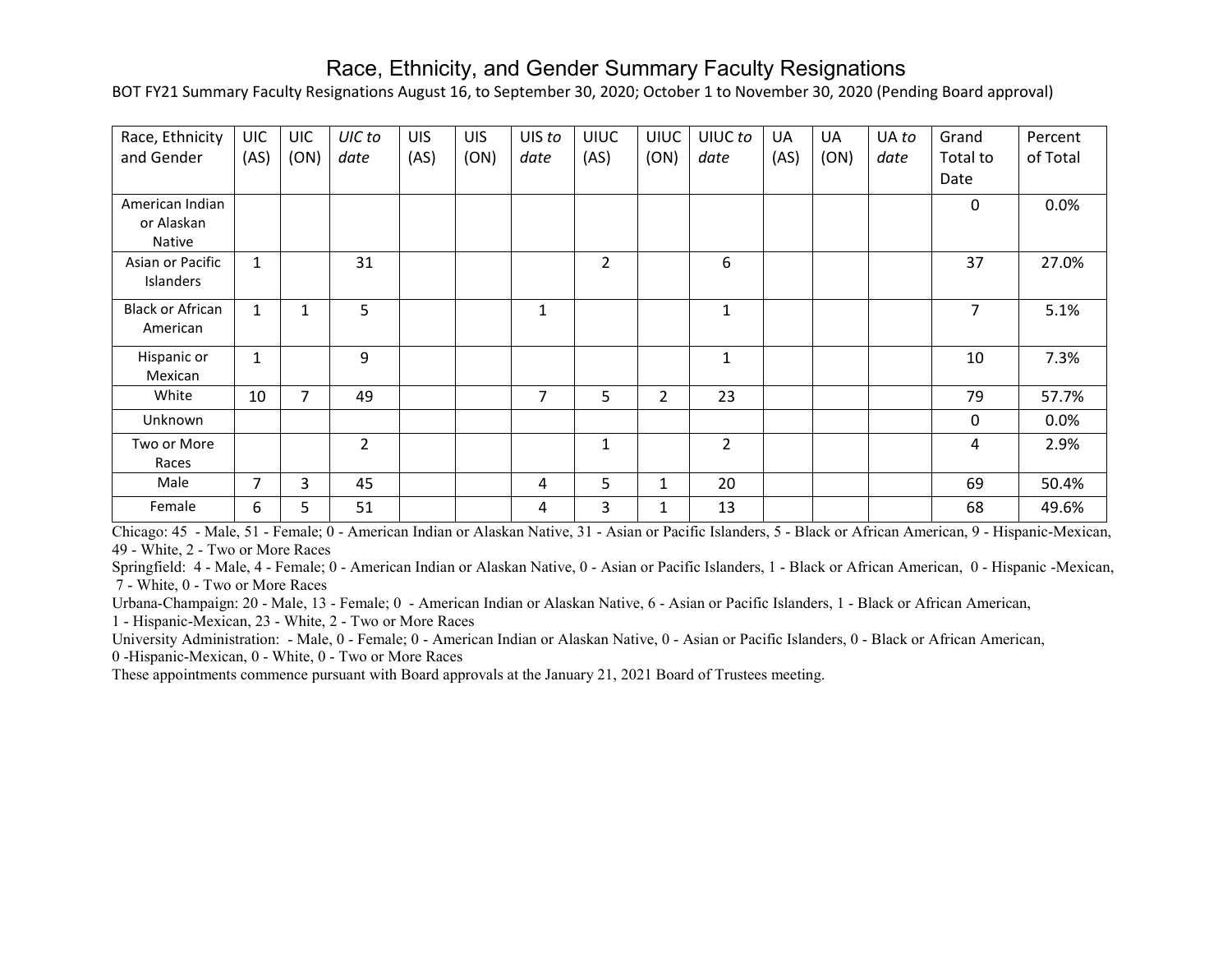# Race, Ethnicity, and Gender Summary Faculty Resignations

BOT FY21 Summary Faculty Resignations August 16, to September 30, 2020; October 1 to November 30, 2020 (Pending Board approval)

| Race, Ethnicity and Gender | UIC (AS) | UIC (ON) | *UIC to date* | UIS (AS) | UIS (ON) | UIS *to date* | UIUC (AS) | UIUC (ON) | UIUC *to date* | UA (AS) | UA (ON) | UA *to date* | Grand Total to Date | Percent of Total |
|---|---|---|---|---|---|---|---|---|---|---|---|---|---|---|
| American Indian or Alaskan Native | | | | | | | | | | | | | 0 | 0.0% |
| Asian or Pacific Islanders | 1 | | 31 | | | | 2 | | 6 | | | | 37 | 27.0% |
| Black or African American | 1 | 1 | 5 | | | 1 | | | 1 | | | | 7 | 5.1% |
| Hispanic or Mexican | 1 | | 9 | | | | | | 1 | | | | 10 | 7.3% |
| White | 10 | 7 | 49 | | | 7 | 5 | 2 | 23 | | | | 79 | 57.7% |
| Unknown | | | | | | | | | | | | | 0 | 0.0% |
| Two or More Races | | | 2 | | | | 1 | | 2 | | | | 4 | 2.9% |
| Male | 7 | 3 | 45 | | | 4 | 5 | 1 | 20 | | | | 69 | 50.4% |
| Female | 6 | 5 | 51 | | | 4 | 3 | 1 | 13 | | | | 68 | 49.6% |

Chicago: 45 - Male, 51 - Female; 0 - American Indian or Alaskan Native, 31 - Asian or Pacific Islanders, 5 - Black or African American, 9 - Hispanic-Mexican, 49 - White, 2 - Two or More Races

Springfield: 4 - Male, 4 - Female; 0 - American Indian or Alaskan Native, 0 - Asian or Pacific Islanders, 1 - Black or African American, 0 - Hispanic -Mexican, 7 - White, 0 - Two or More Races

Urbana-Champaign: 20 - Male, 13 - Female; 0 - American Indian or Alaskan Native, 6 - Asian or Pacific Islanders, 1 - Black or African American, 1 - Hispanic-Mexican, 23 - White, 2 - Two or More Races

University Administration: - Male, 0 - Female; 0 - American Indian or Alaskan Native, 0 - Asian or Pacific Islanders, 0 - Black or African American, 0 -Hispanic-Mexican, 0 - White, 0 - Two or More Races

These appointments commence pursuant with Board approvals at the January 21, 2021 Board of Trustees meeting.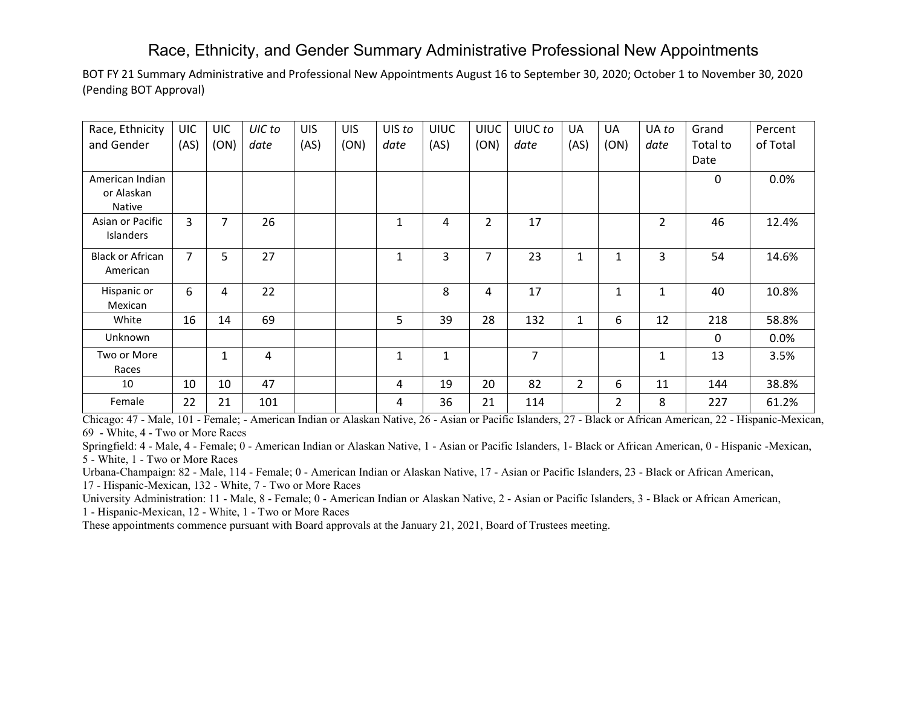# Race, Ethnicity, and Gender Summary Administrative Professional New Appointments

BOT FY 21 Summary Administrative and Professional New Appointments August 16 to September 30, 2020; October 1 to November 30, 2020 (Pending BOT Approval)

| Race, Ethnicity and Gender | UIC (AS) | UIC (ON) | *UIC to date* | UIS (AS) | UIS (ON) | UIS *to date* | UIUC (AS) | UIUC (ON) | UIUC *to date* | UA (AS) | UA (ON) | UA *to date* | Grand Total to Date | Percent of Total |
|---|---|---|---|---|---|---|---|---|---|---|---|---|---|---|
| American Indian or Alaskan Native | | | | | | | | | | | | | 0 | 0.0% |
| Asian or Pacific Islanders | 3 | 7 | 26 | | | 1 | 4 | 2 | 17 | | | 2 | 46 | 12.4% |
| Black or African American | 7 | 5 | 27 | | | 1 | 3 | 7 | 23 | 1 | 1 | 3 | 54 | 14.6% |
| Hispanic or Mexican | 6 | 4 | 22 | | | | 8 | 4 | 17 | | 1 | 1 | 40 | 10.8% |
| White | 16 | 14 | 69 | | | 5 | 39 | 28 | 132 | 1 | 6 | 12 | 218 | 58.8% |
| Unknown | | | | | | | | | | | | | 0 | 0.0% |
| Two or More Races | | 1 | 4 | | | 1 | 1 | | 7 | | | 1 | 13 | 3.5% |
| 10 | 10 | 10 | 47 | | | 4 | 19 | 20 | 82 | 2 | 6 | 11 | 144 | 38.8% |
| Female | 22 | 21 | 101 | | | 4 | 36 | 21 | 114 | | 2 | 8 | 227 | 61.2% |

Chicago: 47 - Male, 101 - Female; - American Indian or Alaskan Native, 26 - Asian or Pacific Islanders, 27 - Black or African American, 22 - Hispanic-Mexican, 69 - White, 4 - Two or More Races

Springfield: 4 - Male, 4 - Female; 0 - American Indian or Alaskan Native, 1 - Asian or Pacific Islanders, 1- Black or African American, 0 - Hispanic -Mexican, 5 - White, 1 - Two or More Races

Urbana-Champaign: 82 - Male, 114 - Female; 0 - American Indian or Alaskan Native, 17 - Asian or Pacific Islanders, 23 - Black or African American, 17 - Hispanic-Mexican, 132 - White, 7 - Two or More Races

University Administration: 11 - Male, 8 - Female; 0 - American Indian or Alaskan Native, 2 - Asian or Pacific Islanders, 3 - Black or African American, 1 - Hispanic-Mexican, 12 - White, 1 - Two or More Races

These appointments commence pursuant with Board approvals at the January 21, 2021, Board of Trustees meeting.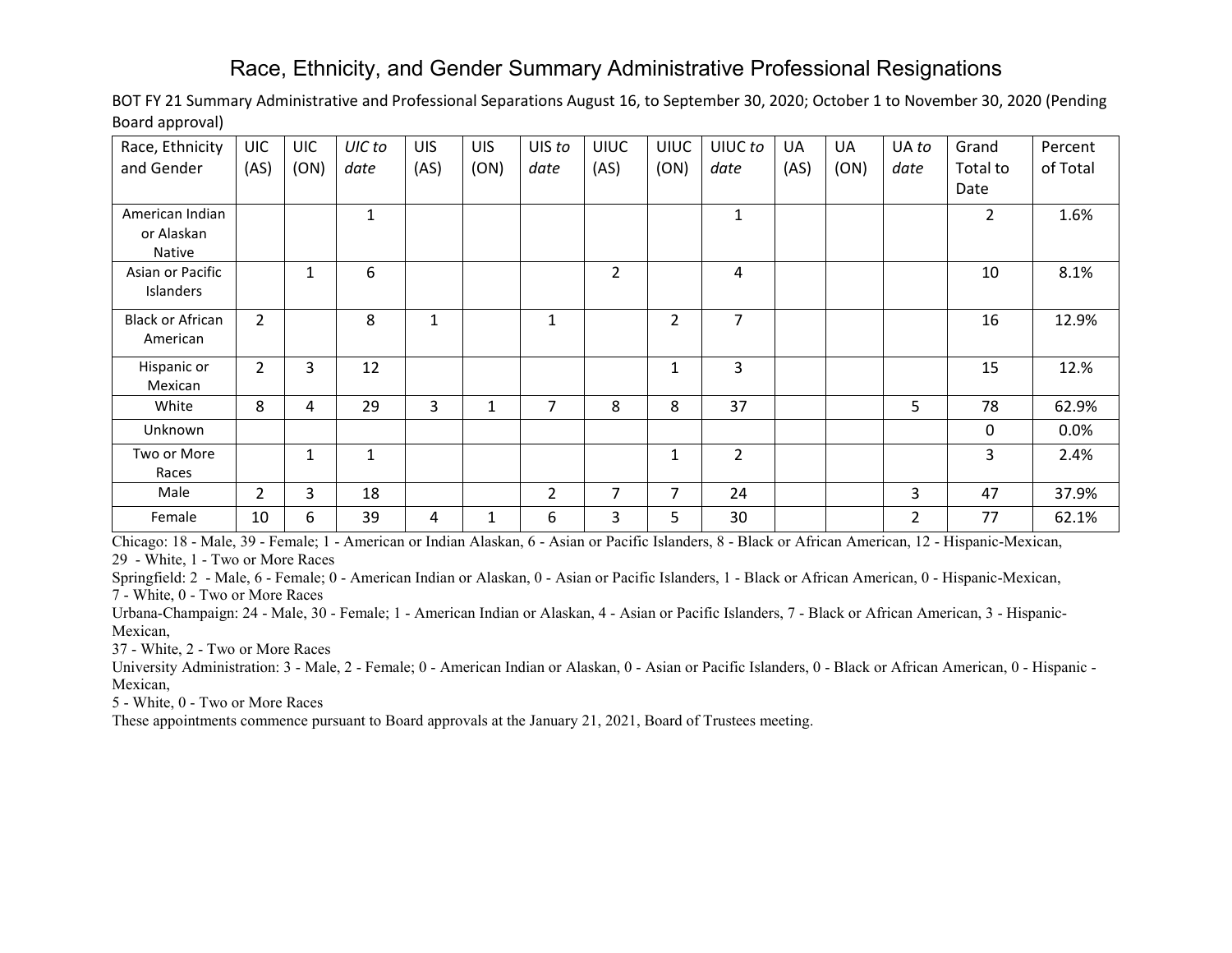# Race, Ethnicity, and Gender Summary Administrative Professional Resignations

BOT FY 21 Summary Administrative and Professional Separations August 16, to September 30, 2020; October 1 to November 30, 2020 (Pending Board approval)

| Race, Ethnicity and Gender | UIC (AS) | UIC (ON) | *UIC to date* | UIS (AS) | UIS (ON) | UIS *to date* | UIUC (AS) | UIUC (ON) | UIUC *to date* | UA (AS) | UA (ON) | UA *to date* | Grand Total to Date | Percent of Total |
|---|---|---|---|---|---|---|---|---|---|---|---|---|---|---|
| American Indian or Alaskan Native | | | 1 | | | | | | 1 | | | | 2 | 1.6% |
| Asian or Pacific Islanders | | 1 | 6 | | | | 2 | | 4 | | | | 10 | 8.1% |
| Black or African American | 2 | | 8 | 1 | | 1 | | 2 | 7 | | | | 16 | 12.9% |
| Hispanic or Mexican | 2 | 3 | 12 | | | | | 1 | 3 | | | | 15 | 12.% |
| White | 8 | 4 | 29 | 3 | 1 | 7 | 8 | 8 | 37 | | | 5 | 78 | 62.9% |
| Unknown | | | | | | | | | | | | | 0 | 0.0% |
| Two or More Races | | 1 | 1 | | | | | 1 | 2 | | | | 3 | 2.4% |
| Male | 2 | 3 | 18 | | | 2 | 7 | 7 | 24 | | | 3 | 47 | 37.9% |
| Female | 10 | 6 | 39 | 4 | 1 | 6 | 3 | 5 | 30 | | | 2 | 77 | 62.1% |

Chicago: 18 - Male, 39 - Female; 1 - American or Indian Alaskan, 6 - Asian or Pacific Islanders, 8 - Black or African American, 12 - Hispanic-Mexican, 29 - White, 1 - Two or More Races

Springfield: 2 - Male, 6 - Female; 0 - American Indian or Alaskan, 0 - Asian or Pacific Islanders, 1 - Black or African American, 0 - Hispanic-Mexican, 7 - White, 0 - Two or More Races

Urbana-Champaign: 24 - Male, 30 - Female; 1 - American Indian or Alaskan, 4 - Asian or Pacific Islanders, 7 - Black or African American, 3 - Hispanic-Mexican, 37 - White, 2 - Two or More Races

University Administration: 3 - Male, 2 - Female; 0 - American Indian or Alaskan, 0 - Asian or Pacific Islanders, 0 - Black or African American, 0 - Hispanic - Mexican, 5 - White, 0 - Two or More Races

These appointments commence pursuant to Board approvals at the January 21, 2021, Board of Trustees meeting.